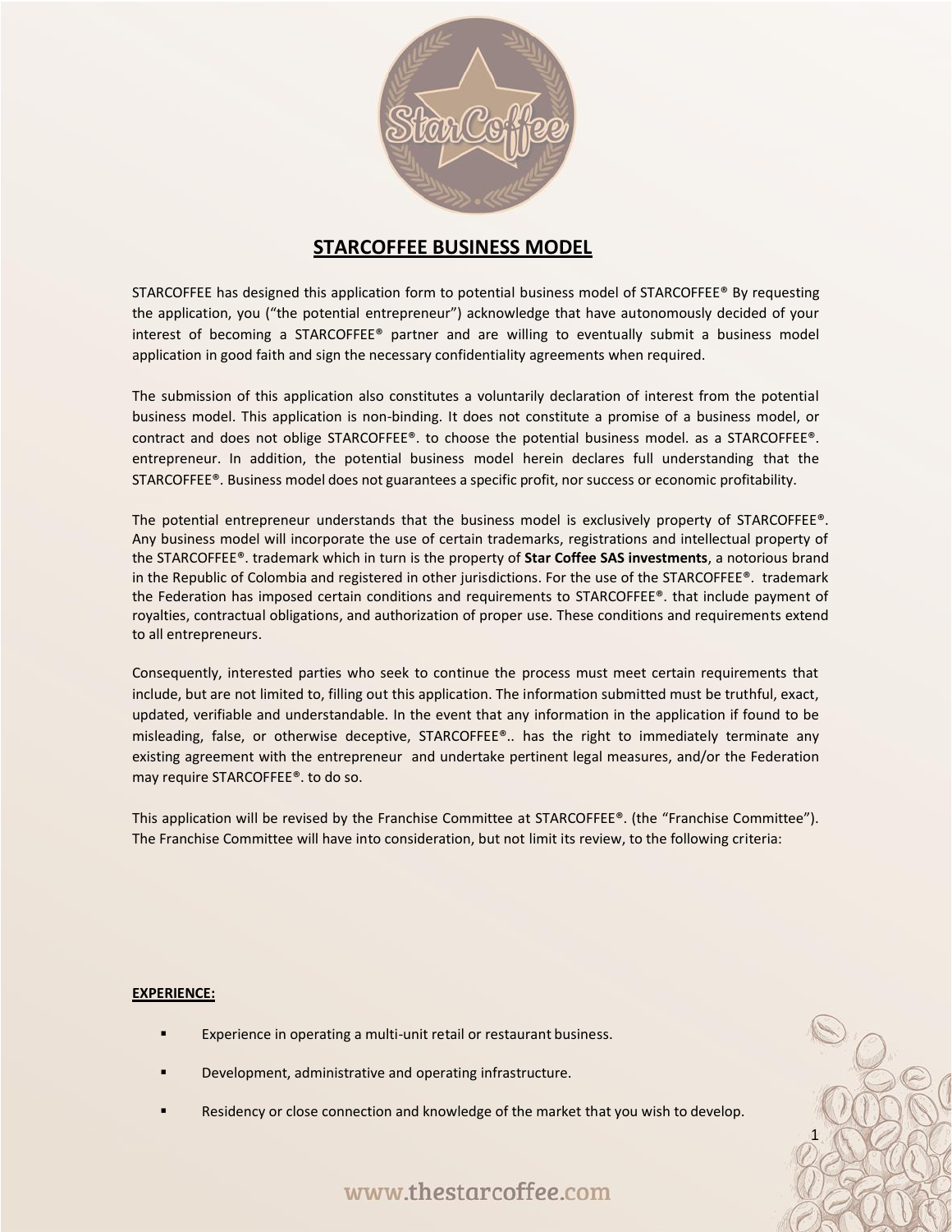## STARCOFFEE BUSINESS MODEL

STARCOFFEE has designed this application form to potential business model of STARCOFFEE® By requesting the application, you ("the potential entrepreneur") acknowledge that have autonomously decided of your interest of becoming a STARCOFFEE® partner and are willing to eventually submit a business model application in good faith and sign the necessary confidentiality agreements when required.

The submission of this application also constitutes a voluntarily declaration of interest from the potential business model. This application is non-binding. It does not constitute a promise of a business model, or contract and does not oblige STARCOFFEE®. to choose the potential business model. as a STARCOFFEE®. entrepreneur. In addition, the potential business model herein declares full understanding that the STARCOFFEE®. Business model does not guarantees a specific profit, nor success or economic profitability.

The potential entrepreneur understands that the business model is exclusively property of STARCOFFEE®. Any business model will incorporate the use of certain trademarks, registrations and intellectual property of the STARCOFFEE®. trademark which in turn is the property of **Star Coffee SAS investments**, a notorious brand in the Republic of Colombia and registered in other jurisdictions. For the use of the STARCOFFEE®. trademark the Federation has imposed certain conditions and requirements to STARCOFFEE®. that include payment of royalties, contractual obligations, and authorization of proper use. These conditions and requirements extend to all entrepreneurs.

Consequently, interested parties who seek to continue the process must meet certain requirements that include, but are not limited to, filling out this application. The information submitted must be truthful, exact, updated, verifiable and understandable. In the event that any information in the application if found to be misleading, false, or otherwise deceptive, STARCOFFEE®.. has the right to immediately terminate any existing agreement with the entrepreneur and undertake pertinent legal measures, and/or the Federation may require STARCOFFEE®. to do so.

This application will be revised by the Franchise Committee at STARCOFFEE®. (the "Franchise Committee"). The Franchise Committee will have into consideration, but not limit its review, to the following criteria:

**EXPERIENCE:**

- Experience in operating a multi-unit retail or restaurant business.
- Development, administrative and operating infrastructure.
- Residency or close connection and knowledge of the market that you wish to develop.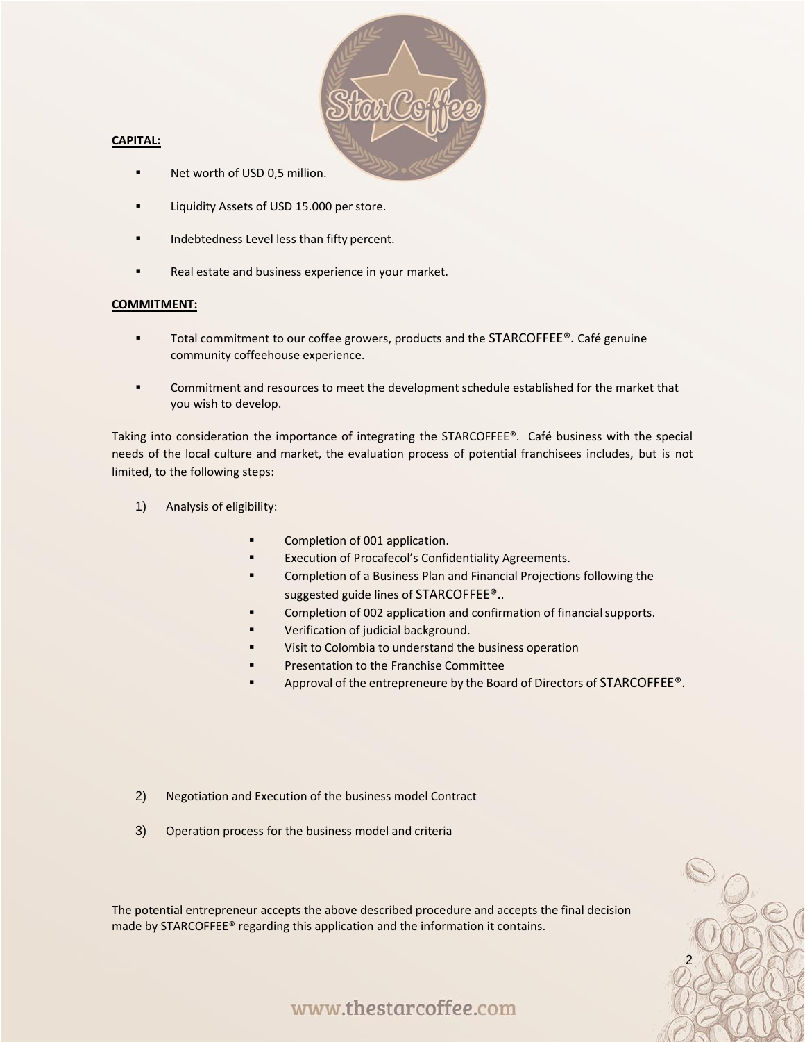**CAPITAL:**

- Net worth of USD 0,5 million.
- Liquidity Assets of USD 15.000 per store.
- Indebtedness Level less than fifty percent.
- Real estate and business experience in your market.

**COMMITMENT:**

- Total commitment to our coffee growers, products and the STARCOFFEE®. Café genuine community coffeehouse experience.
- Commitment and resources to meet the development schedule established for the market that you wish to develop.

Taking into consideration the importance of integrating the STARCOFFEE®. Café business with the special needs of the local culture and market, the evaluation process of potential franchisees includes, but is not limited, to the following steps:

1) Analysis of eligibility:

    - Completion of 001 application.
    - Execution of Procafecol's Confidentiality Agreements.
    - Completion of a Business Plan and Financial Projections following the suggested guide lines of STARCOFFEE®..
    - Completion of 002 application and confirmation of financial supports.
    - Verification of judicial background.
    - Visit to Colombia to understand the business operation
    - Presentation to the Franchise Committee
    - Approval of the entrepreneure by the Board of Directors of STARCOFFEE®.

2) Negotiation and Execution of the business model Contract

3) Operation process for the business model and criteria

The potential entrepreneur accepts the above described procedure and accepts the final decision made by STARCOFFEE® regarding this application and the information it contains.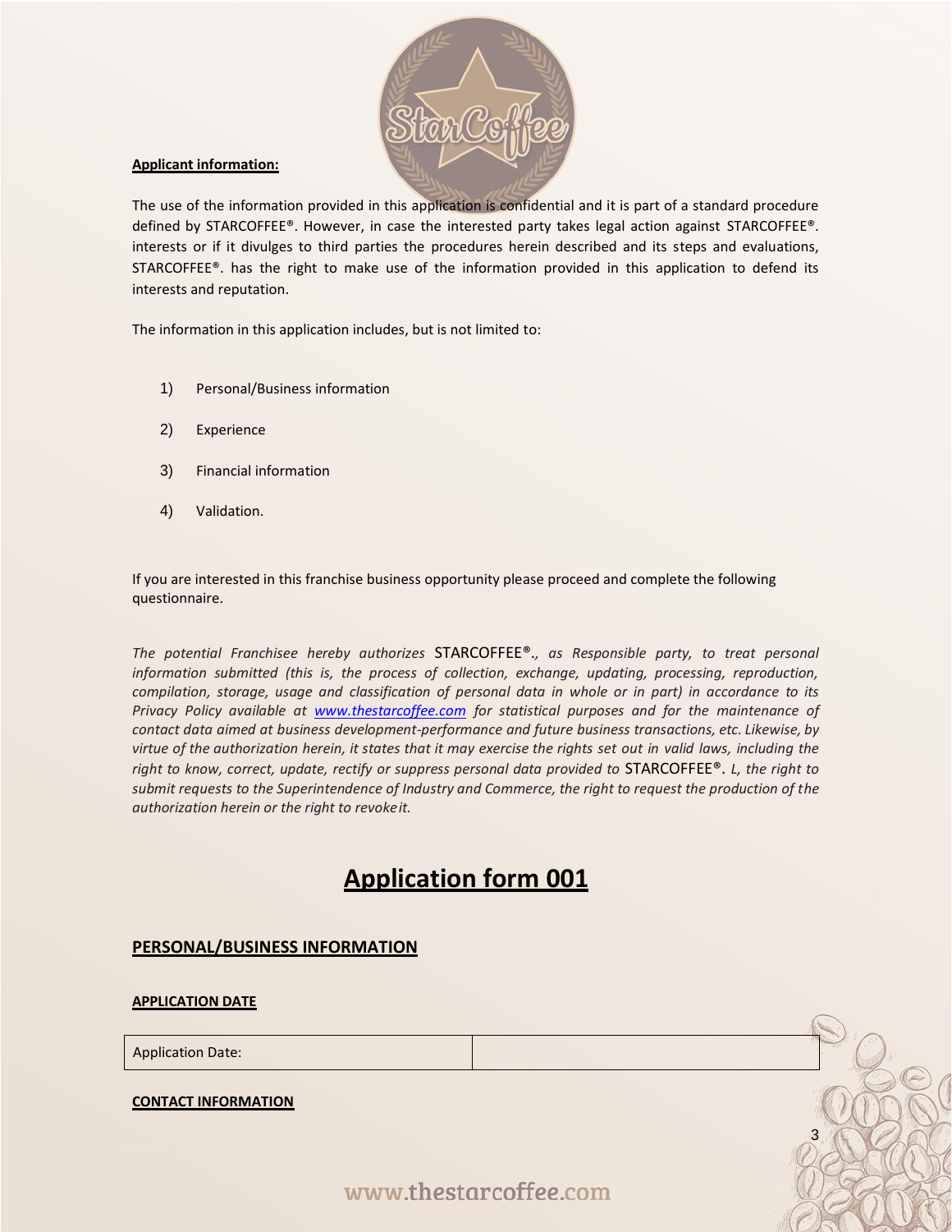**Applicant information:**

The use of the information provided in this application is confidential and it is part of a standard procedure defined by STARCOFFEE®. However, in case the interested party takes legal action against STARCOFFEE®. interests or if it divulges to third parties the procedures herein described and its steps and evaluations, STARCOFFEE®. has the right to make use of the information provided in this application to defend its interests and reputation.

The information in this application includes, but is not limited to:

1) Personal/Business information
2) Experience
3) Financial information
4) Validation.

If you are interested in this franchise business opportunity please proceed and complete the following questionnaire.

*The potential Franchisee hereby authorizes* STARCOFFEE®.*, as Responsible party, to treat personal information submitted (this is, the process of collection, exchange, updating, processing, reproduction, compilation, storage, usage and classification of personal data in whole or in part) in accordance to its Privacy Policy available at [www.thestarcoffee.com](www.thestarcoffee.com) for statistical purposes and for the maintenance of contact data aimed at business development-performance and future business transactions, etc. Likewise, by virtue of the authorization herein, it states that it may exercise the rights set out in valid laws, including the right to know, correct, update, rectify or suppress personal data provided to* STARCOFFEE®. *L, the right to submit requests to the Superintendence of Industry and Commerce, the right to request the production of the authorization herein or the right to revoke it.*

# Application form 001

## PERSONAL/BUSINESS INFORMATION

### APPLICATION DATE

| Application Date: | |
|---|---|

### CONTACT INFORMATION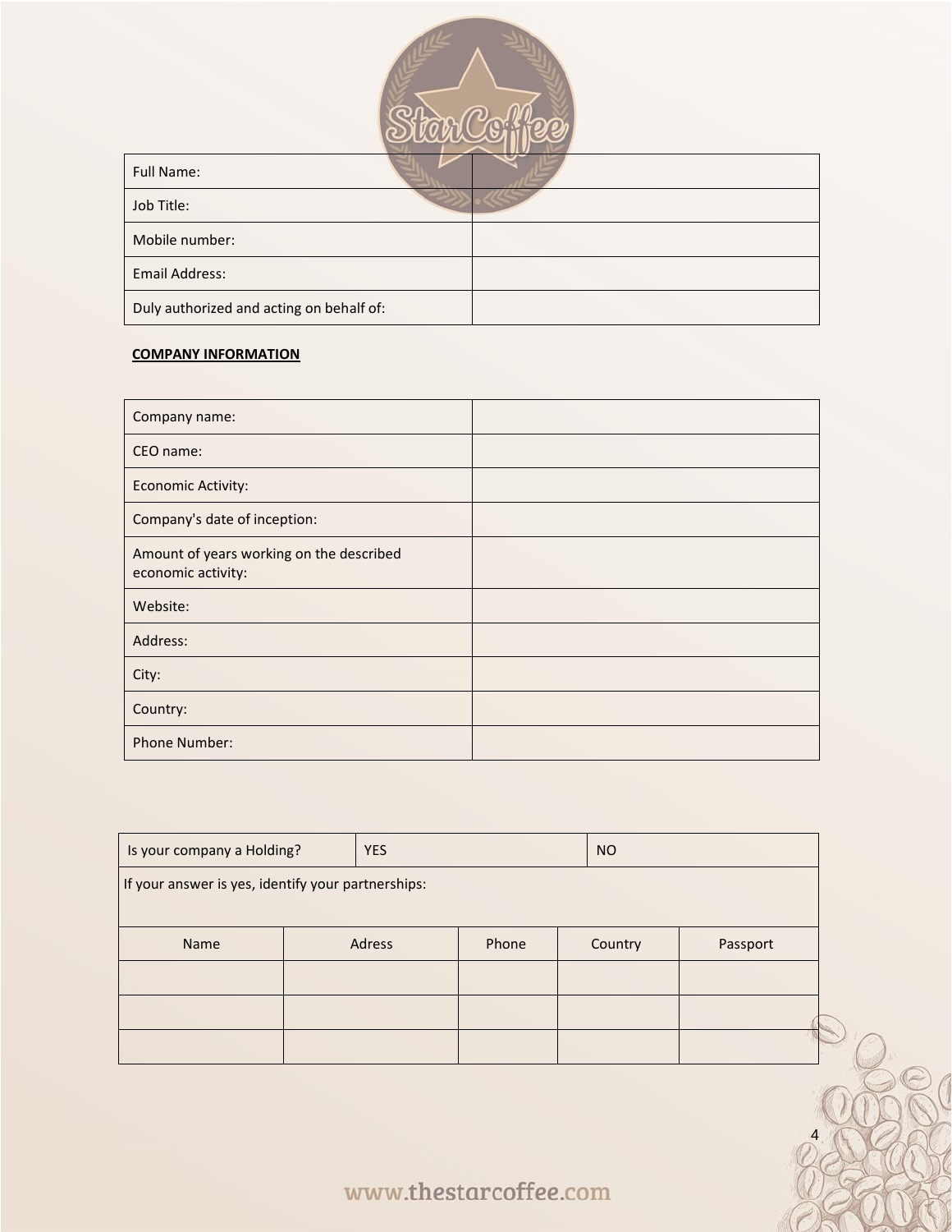| Full Name: | |
|---|---|
| Job Title: | |
| Mobile number: | |
| Email Address: | |
| Duly authorized and acting on behalf of: | |

**COMPANY INFORMATION**

| Company name: | |
|---|---|
| CEO name: | |
| Economic Activity: | |
| Company's date of inception: | |
| Amount of years working on the described economic activity: | |
| Website: | |
| Address: | |
| City: | |
| Country: | |
| Phone Number: | |

| Is your company a Holding? | YES | | NO | |
|---|---|---|---|---|
| If your answer is yes, identify your partnerships: | | | | |
| Name | Adress | Phone | Country | Passport |
| | | | | |
| | | | | |
| | | | | |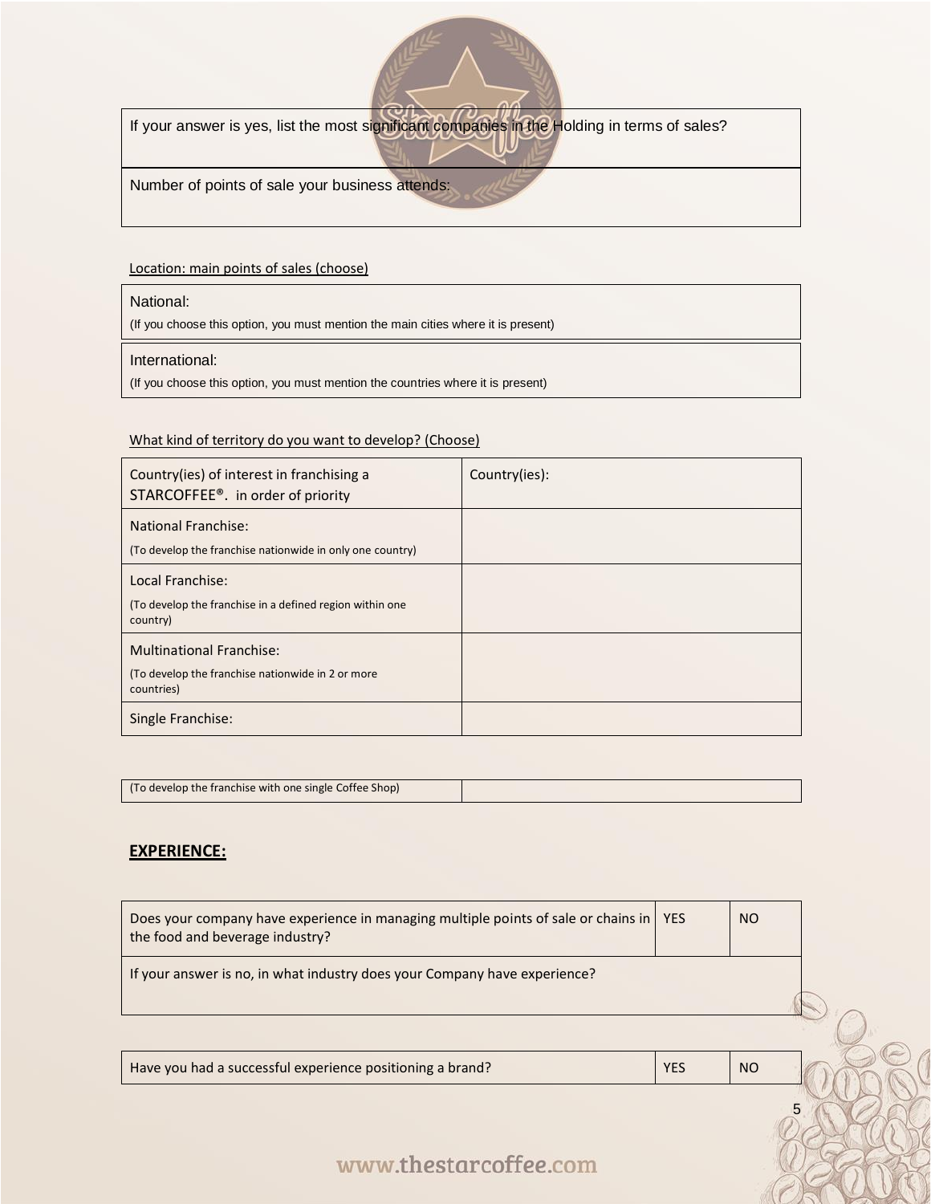| If your answer is yes, list the most significant companies in the Holding in terms of sales? |
| --- |
| Number of points of sale your business attends: |

Location: main points of sales (choose)

| National: (If you choose this option, you must mention the main cities where it is present) |
| --- |
| International: (If you choose this option, you must mention the countries where it is present) |

What kind of territory do you want to develop? (Choose)

| Country(ies) of interest in franchising a STARCOFFEE®. in order of priority | Country(ies): |
| --- | --- |
| National Franchise: (To develop the franchise nationwide in only one country) | |
| Local Franchise: (To develop the franchise in a defined region within one country) | |
| Multinational Franchise: (To develop the franchise nationwide in 2 or more countries) | |
| Single Franchise: (To develop the franchise with one single Coffee Shop) | |

## EXPERIENCE:

| Does your company have experience in managing multiple points of sale or chains in the food and beverage industry? | YES | NO |
| --- | --- | --- |
| If your answer is no, in what industry does your Company have experience? | | |

| Have you had a successful experience positioning a brand? | YES | NO |
| --- | --- | --- |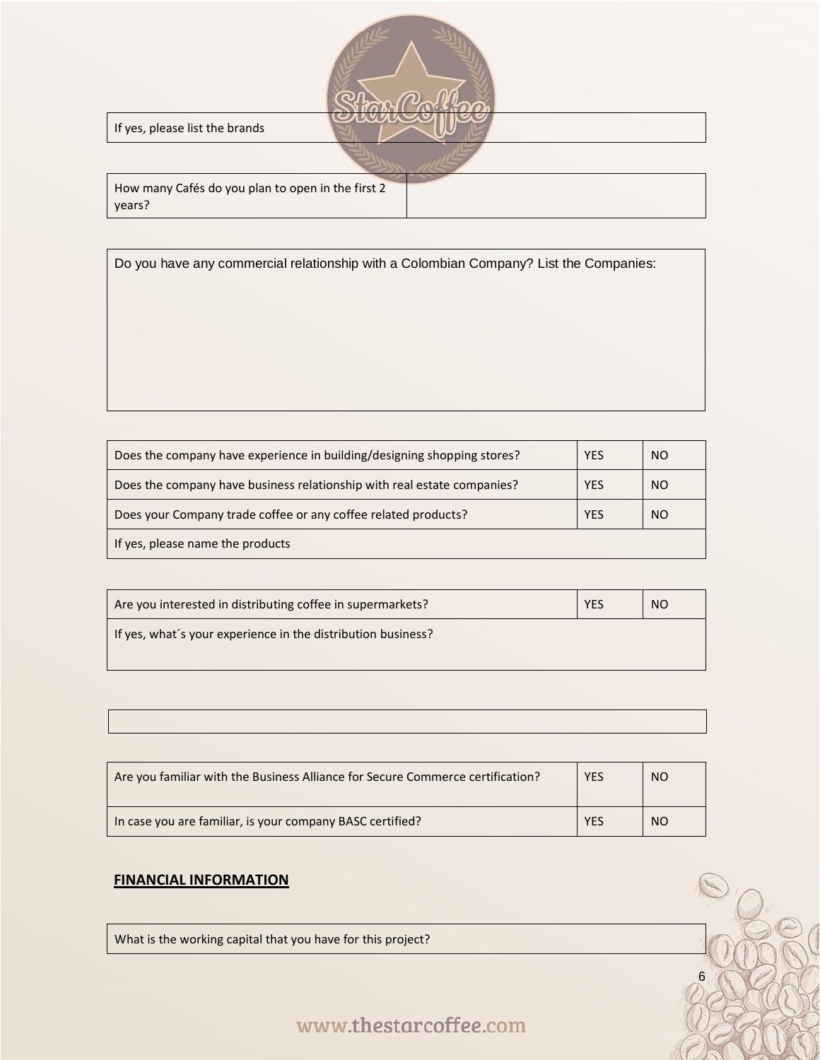| If yes, please list the brands |
|---|

| How many Cafés do you plan to open in the first 2 years? | |
|---|---|

| Do you have any commercial relationship with a Colombian Company? List the Companies: |
|---|

| Does the company have experience in building/designing shopping stores? | YES | NO |
|---|---|---|
| Does the company have business relationship with real estate companies? | YES | NO |
| Does your Company trade coffee or any coffee related products? | YES | NO |
| If yes, please name the products | | |

| Are you interested in distributing coffee in supermarkets? | YES | NO |
|---|---|---|
| If yes, what´s your experience in the distribution business? | | |

| Are you familiar with the Business Alliance for Secure Commerce certification? | YES | NO |
|---|---|---|
| In case you are familiar, is your company BASC certified? | YES | NO |

**FINANCIAL INFORMATION**

| What is the working capital that you have for this project? |
|---|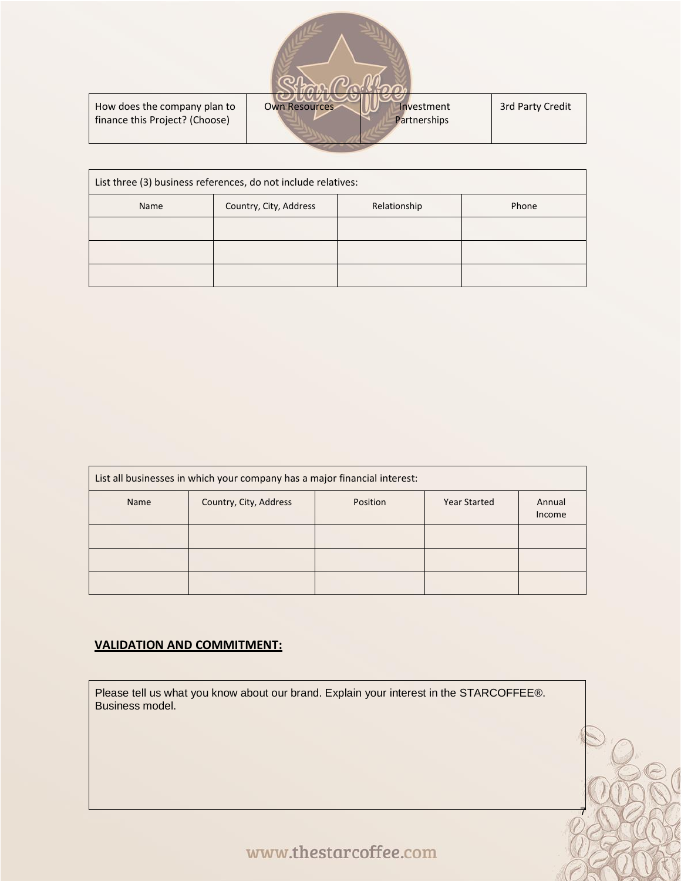| How does the company plan to finance this Project? (Choose) | Own Resources | Investment Partnerships | 3rd Party Credit |
|---|---|---|---|

| List three (3) business references, do not include relatives: | | | |
|---|---|---|---|
| Name | Country, City, Address | Relationship | Phone |
| | | | |
| | | | |
| | | | |

| List all businesses in which your company has a major financial interest: | | | | |
|---|---|---|---|---|
| Name | Country, City, Address | Position | Year Started | Annual Income |
| | | | | |
| | | | | |
| | | | | |

## VALIDATION AND COMMITMENT:

| Please tell us what you know about our brand. Explain your interest in the STARCOFFEE®. Business model. |
|---|
| |

www.thestarcoffee.com